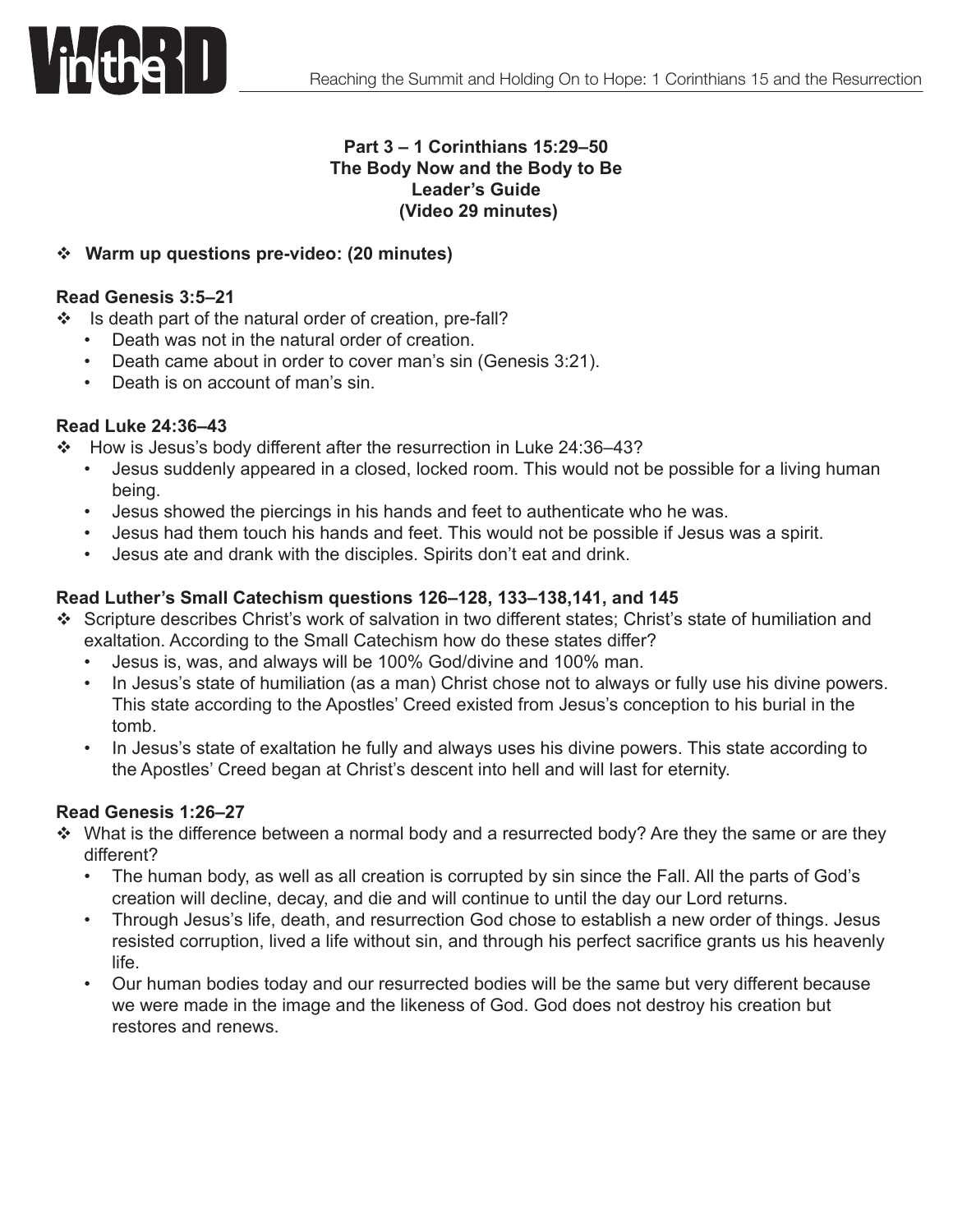**Part 3 – 1 Corinthians 15:29–50**
**The Body Now and the Body to Be**
**Leader's Guide**
**(Video 29 minutes)**

❖ **Warm up questions pre-video: (20 minutes)**

**Read Genesis 3:5–21**

❖ Is death part of the natural order of creation, pre-fall?
  - Death was not in the natural order of creation.
  - Death came about in order to cover man's sin (Genesis 3:21).
  - Death is on account of man's sin.

**Read Luke 24:36–43**

❖ How is Jesus's body different after the resurrection in Luke 24:36–43?
  - Jesus suddenly appeared in a closed, locked room. This would not be possible for a living human being.
  - Jesus showed the piercings in his hands and feet to authenticate who he was.
  - Jesus had them touch his hands and feet. This would not be possible if Jesus was a spirit.
  - Jesus ate and drank with the disciples. Spirits don't eat and drink.

**Read Luther's Small Catechism questions 126–128, 133–138,141, and 145**

❖ Scripture describes Christ's work of salvation in two different states; Christ's state of humiliation and exaltation. According to the Small Catechism how do these states differ?
  - Jesus is, was, and always will be 100% God/divine and 100% man.
  - In Jesus's state of humiliation (as a man) Christ chose not to always or fully use his divine powers. This state according to the Apostles' Creed existed from Jesus's conception to his burial in the tomb.
  - In Jesus's state of exaltation he fully and always uses his divine powers. This state according to the Apostles' Creed began at Christ's descent into hell and will last for eternity.

**Read Genesis 1:26–27**

❖ What is the difference between a normal body and a resurrected body? Are they the same or are they different?
  - The human body, as well as all creation is corrupted by sin since the Fall. All the parts of God's creation will decline, decay, and die and will continue to until the day our Lord returns.
  - Through Jesus's life, death, and resurrection God chose to establish a new order of things. Jesus resisted corruption, lived a life without sin, and through his perfect sacrifice grants us his heavenly life.
  - Our human bodies today and our resurrected bodies will be the same but very different because we were made in the image and the likeness of God. God does not destroy his creation but restores and renews.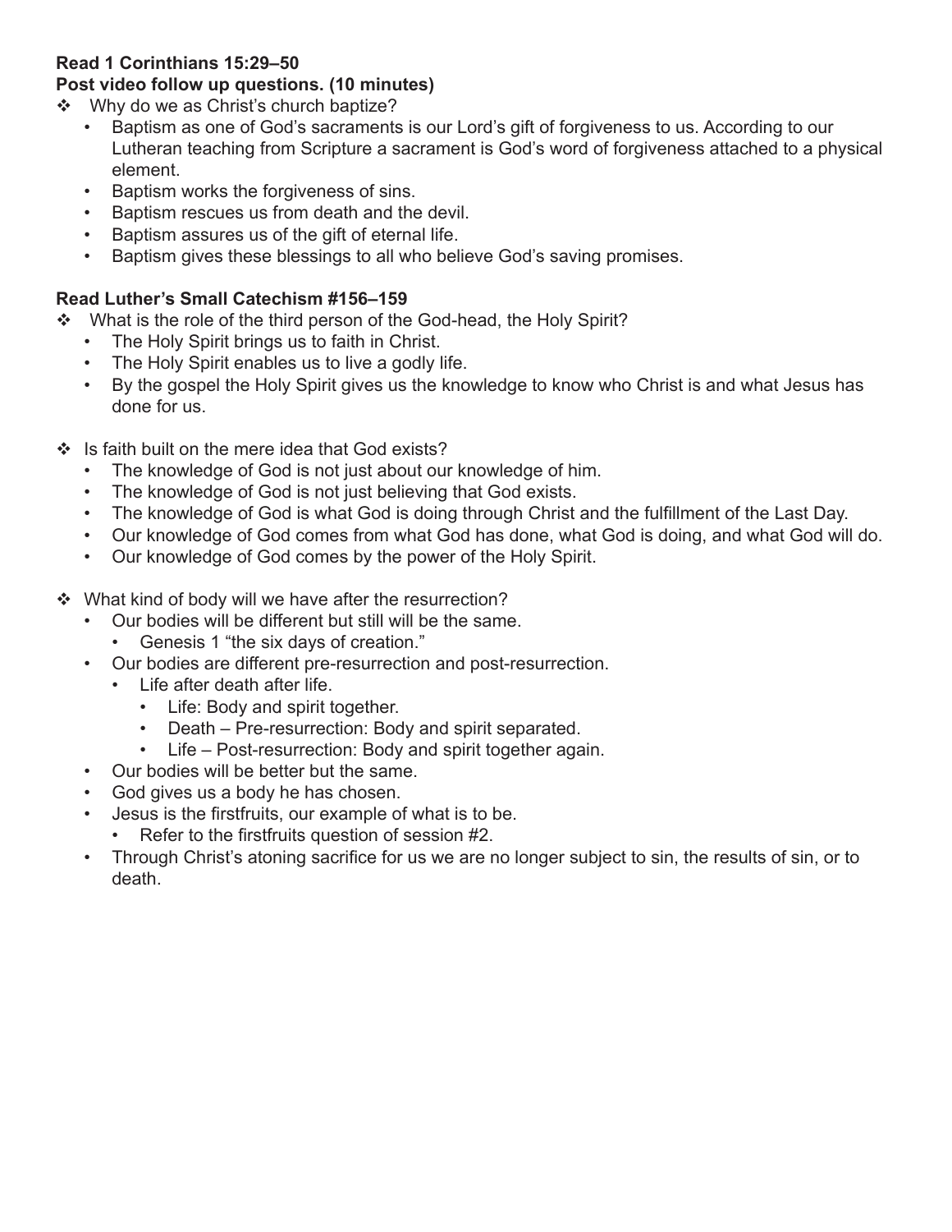**Read 1 Corinthians 15:29–50**

**Post video follow up questions. (10 minutes)**

- Why do we as Christ's church baptize?
  - Baptism as one of God's sacraments is our Lord's gift of forgiveness to us. According to our Lutheran teaching from Scripture a sacrament is God's word of forgiveness attached to a physical element.
  - Baptism works the forgiveness of sins.
  - Baptism rescues us from death and the devil.
  - Baptism assures us of the gift of eternal life.
  - Baptism gives these blessings to all who believe God's saving promises.

**Read Luther's Small Catechism #156–159**

- What is the role of the third person of the God-head, the Holy Spirit?
  - The Holy Spirit brings us to faith in Christ.
  - The Holy Spirit enables us to live a godly life.
  - By the gospel the Holy Spirit gives us the knowledge to know who Christ is and what Jesus has done for us.
- Is faith built on the mere idea that God exists?
  - The knowledge of God is not just about our knowledge of him.
  - The knowledge of God is not just believing that God exists.
  - The knowledge of God is what God is doing through Christ and the fulfillment of the Last Day.
  - Our knowledge of God comes from what God has done, what God is doing, and what God will do.
  - Our knowledge of God comes by the power of the Holy Spirit.
- What kind of body will we have after the resurrection?
  - Our bodies will be different but still will be the same.
    - Genesis 1 "the six days of creation."
  - Our bodies are different pre-resurrection and post-resurrection.
    - Life after death after life.
      - Life: Body and spirit together.
      - Death – Pre-resurrection: Body and spirit separated.
      - Life – Post-resurrection: Body and spirit together again.
  - Our bodies will be better but the same.
  - God gives us a body he has chosen.
  - Jesus is the firstfruits, our example of what is to be.
    - Refer to the firstfruits question of session #2.
  - Through Christ's atoning sacrifice for us we are no longer subject to sin, the results of sin, or to death.